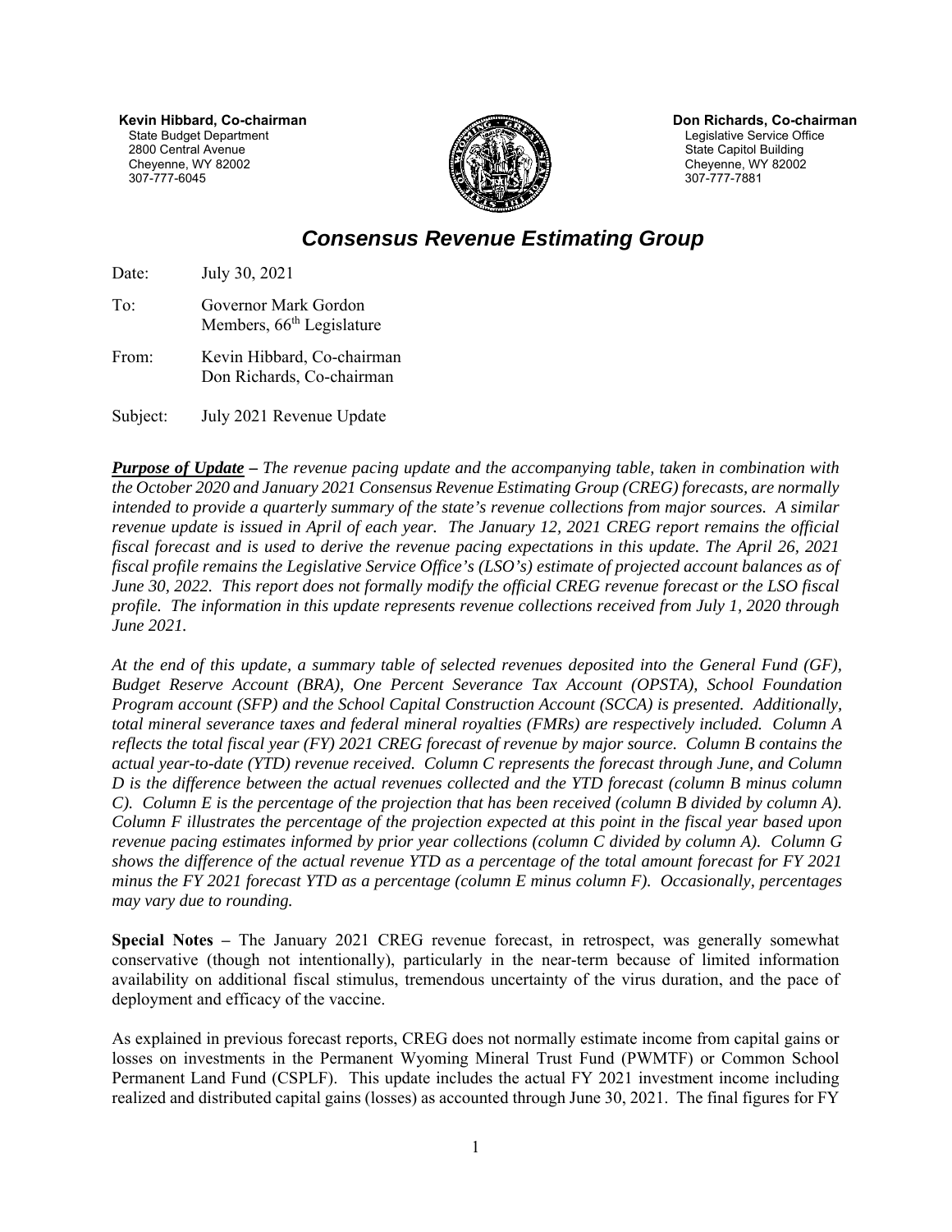**Kevin Hibbard, Co-chairman**
State Budget Department
2800 Central Avenue
Cheyenne, WY 82002
307-777-6045

**Don Richards, Co-chairman**
Legislative Service Office
State Capitol Building
Cheyenne, WY 82002
307-777-7881

# *Consensus Revenue Estimating Group*

Date: July 30, 2021

To: Governor Mark Gordon
Members, 66th Legislature

From: Kevin Hibbard, Co-chairman
Don Richards, Co-chairman

Subject: July 2021 Revenue Update

***Purpose of Update*** *– The revenue pacing update and the accompanying table, taken in combination with the October 2020 and January 2021 Consensus Revenue Estimating Group (CREG) forecasts, are normally intended to provide a quarterly summary of the state's revenue collections from major sources. A similar revenue update is issued in April of each year. The January 12, 2021 CREG report remains the official fiscal forecast and is used to derive the revenue pacing expectations in this update. The April 26, 2021 fiscal profile remains the Legislative Service Office's (LSO's) estimate of projected account balances as of June 30, 2022. This report does not formally modify the official CREG revenue forecast or the LSO fiscal profile. The information in this update represents revenue collections received from July 1, 2020 through June 2021.*

*At the end of this update, a summary table of selected revenues deposited into the General Fund (GF), Budget Reserve Account (BRA), One Percent Severance Tax Account (OPSTA), School Foundation Program account (SFP) and the School Capital Construction Account (SCCA) is presented. Additionally, total mineral severance taxes and federal mineral royalties (FMRs) are respectively included. Column A reflects the total fiscal year (FY) 2021 CREG forecast of revenue by major source. Column B contains the actual year-to-date (YTD) revenue received. Column C represents the forecast through June, and Column D is the difference between the actual revenues collected and the YTD forecast (column B minus column C). Column E is the percentage of the projection that has been received (column B divided by column A). Column F illustrates the percentage of the projection expected at this point in the fiscal year based upon revenue pacing estimates informed by prior year collections (column C divided by column A). Column G shows the difference of the actual revenue YTD as a percentage of the total amount forecast for FY 2021 minus the FY 2021 forecast YTD as a percentage (column E minus column F). Occasionally, percentages may vary due to rounding.*

**Special Notes –** The January 2021 CREG revenue forecast, in retrospect, was generally somewhat conservative (though not intentionally), particularly in the near-term because of limited information availability on additional fiscal stimulus, tremendous uncertainty of the virus duration, and the pace of deployment and efficacy of the vaccine.

As explained in previous forecast reports, CREG does not normally estimate income from capital gains or losses on investments in the Permanent Wyoming Mineral Trust Fund (PWMTF) or Common School Permanent Land Fund (CSPLF). This update includes the actual FY 2021 investment income including realized and distributed capital gains (losses) as accounted through June 30, 2021. The final figures for FY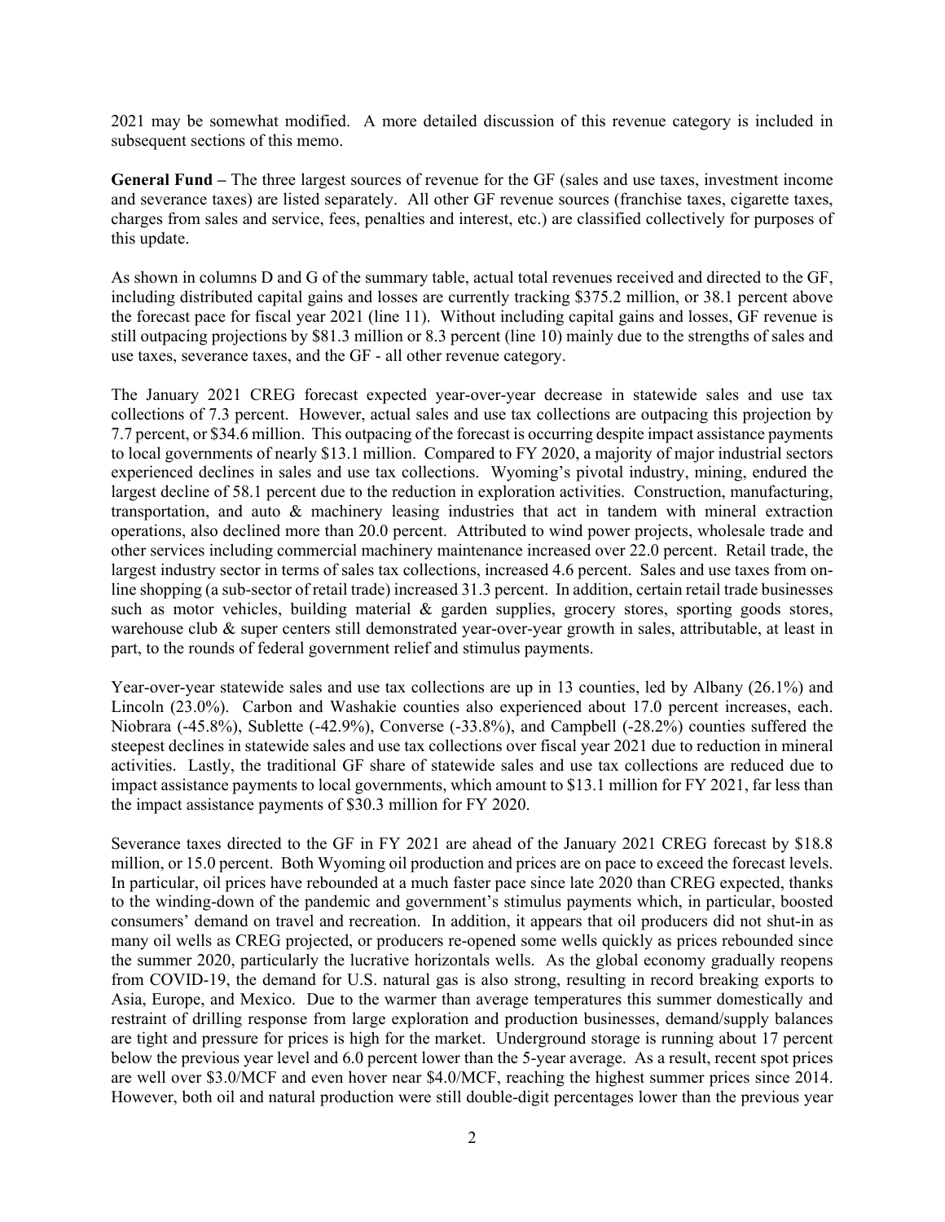2021 may be somewhat modified. A more detailed discussion of this revenue category is included in subsequent sections of this memo.

**General Fund –** The three largest sources of revenue for the GF (sales and use taxes, investment income and severance taxes) are listed separately. All other GF revenue sources (franchise taxes, cigarette taxes, charges from sales and service, fees, penalties and interest, etc.) are classified collectively for purposes of this update.

As shown in columns D and G of the summary table, actual total revenues received and directed to the GF, including distributed capital gains and losses are currently tracking $375.2 million, or 38.1 percent above the forecast pace for fiscal year 2021 (line 11). Without including capital gains and losses, GF revenue is still outpacing projections by $81.3 million or 8.3 percent (line 10) mainly due to the strengths of sales and use taxes, severance taxes, and the GF - all other revenue category.

The January 2021 CREG forecast expected year-over-year decrease in statewide sales and use tax collections of 7.3 percent. However, actual sales and use tax collections are outpacing this projection by 7.7 percent, or $34.6 million. This outpacing of the forecast is occurring despite impact assistance payments to local governments of nearly $13.1 million. Compared to FY 2020, a majority of major industrial sectors experienced declines in sales and use tax collections. Wyoming's pivotal industry, mining, endured the largest decline of 58.1 percent due to the reduction in exploration activities. Construction, manufacturing, transportation, and auto & machinery leasing industries that act in tandem with mineral extraction operations, also declined more than 20.0 percent. Attributed to wind power projects, wholesale trade and other services including commercial machinery maintenance increased over 22.0 percent. Retail trade, the largest industry sector in terms of sales tax collections, increased 4.6 percent. Sales and use taxes from on-line shopping (a sub-sector of retail trade) increased 31.3 percent. In addition, certain retail trade businesses such as motor vehicles, building material & garden supplies, grocery stores, sporting goods stores, warehouse club & super centers still demonstrated year-over-year growth in sales, attributable, at least in part, to the rounds of federal government relief and stimulus payments.

Year-over-year statewide sales and use tax collections are up in 13 counties, led by Albany (26.1%) and Lincoln (23.0%). Carbon and Washakie counties also experienced about 17.0 percent increases, each. Niobrara (-45.8%), Sublette (-42.9%), Converse (-33.8%), and Campbell (-28.2%) counties suffered the steepest declines in statewide sales and use tax collections over fiscal year 2021 due to reduction in mineral activities. Lastly, the traditional GF share of statewide sales and use tax collections are reduced due to impact assistance payments to local governments, which amount to $13.1 million for FY 2021, far less than the impact assistance payments of $30.3 million for FY 2020.

Severance taxes directed to the GF in FY 2021 are ahead of the January 2021 CREG forecast by $18.8 million, or 15.0 percent. Both Wyoming oil production and prices are on pace to exceed the forecast levels. In particular, oil prices have rebounded at a much faster pace since late 2020 than CREG expected, thanks to the winding-down of the pandemic and government's stimulus payments which, in particular, boosted consumers' demand on travel and recreation. In addition, it appears that oil producers did not shut-in as many oil wells as CREG projected, or producers re-opened some wells quickly as prices rebounded since the summer 2020, particularly the lucrative horizontals wells. As the global economy gradually reopens from COVID-19, the demand for U.S. natural gas is also strong, resulting in record breaking exports to Asia, Europe, and Mexico. Due to the warmer than average temperatures this summer domestically and restraint of drilling response from large exploration and production businesses, demand/supply balances are tight and pressure for prices is high for the market. Underground storage is running about 17 percent below the previous year level and 6.0 percent lower than the 5-year average. As a result, recent spot prices are well over $3.0/MCF and even hover near $4.0/MCF, reaching the highest summer prices since 2014. However, both oil and natural production were still double-digit percentages lower than the previous year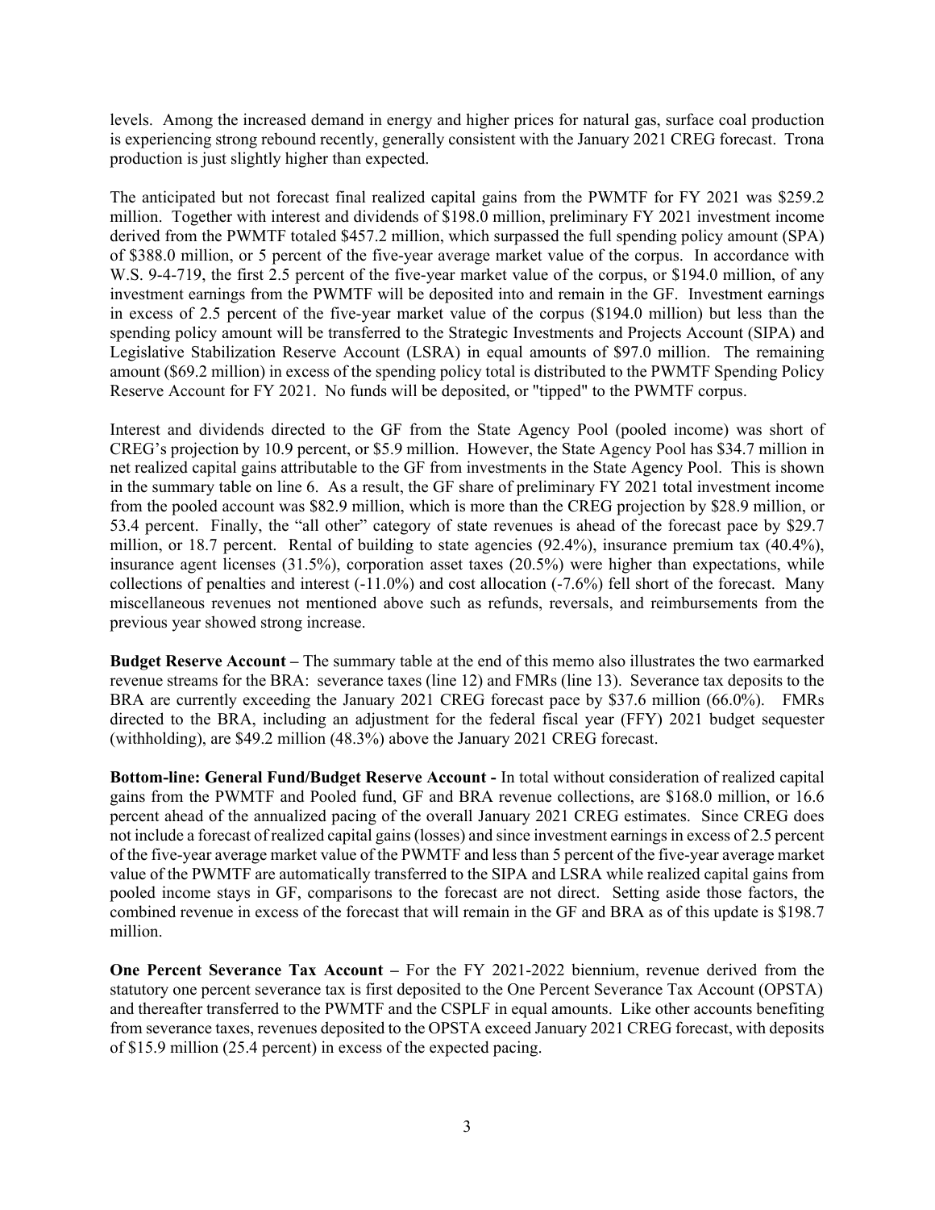levels. Among the increased demand in energy and higher prices for natural gas, surface coal production is experiencing strong rebound recently, generally consistent with the January 2021 CREG forecast. Trona production is just slightly higher than expected.

The anticipated but not forecast final realized capital gains from the PWMTF for FY 2021 was $259.2 million. Together with interest and dividends of $198.0 million, preliminary FY 2021 investment income derived from the PWMTF totaled $457.2 million, which surpassed the full spending policy amount (SPA) of $388.0 million, or 5 percent of the five-year average market value of the corpus. In accordance with W.S. 9-4-719, the first 2.5 percent of the five-year market value of the corpus, or $194.0 million, of any investment earnings from the PWMTF will be deposited into and remain in the GF. Investment earnings in excess of 2.5 percent of the five-year market value of the corpus ($194.0 million) but less than the spending policy amount will be transferred to the Strategic Investments and Projects Account (SIPA) and Legislative Stabilization Reserve Account (LSRA) in equal amounts of $97.0 million. The remaining amount ($69.2 million) in excess of the spending policy total is distributed to the PWMTF Spending Policy Reserve Account for FY 2021. No funds will be deposited, or "tipped" to the PWMTF corpus.

Interest and dividends directed to the GF from the State Agency Pool (pooled income) was short of CREG's projection by 10.9 percent, or $5.9 million. However, the State Agency Pool has $34.7 million in net realized capital gains attributable to the GF from investments in the State Agency Pool. This is shown in the summary table on line 6. As a result, the GF share of preliminary FY 2021 total investment income from the pooled account was $82.9 million, which is more than the CREG projection by $28.9 million, or 53.4 percent. Finally, the "all other" category of state revenues is ahead of the forecast pace by $29.7 million, or 18.7 percent. Rental of building to state agencies (92.4%), insurance premium tax (40.4%), insurance agent licenses (31.5%), corporation asset taxes (20.5%) were higher than expectations, while collections of penalties and interest (-11.0%) and cost allocation (-7.6%) fell short of the forecast. Many miscellaneous revenues not mentioned above such as refunds, reversals, and reimbursements from the previous year showed strong increase.

**Budget Reserve Account –** The summary table at the end of this memo also illustrates the two earmarked revenue streams for the BRA: severance taxes (line 12) and FMRs (line 13). Severance tax deposits to the BRA are currently exceeding the January 2021 CREG forecast pace by $37.6 million (66.0%). FMRs directed to the BRA, including an adjustment for the federal fiscal year (FFY) 2021 budget sequester (withholding), are $49.2 million (48.3%) above the January 2021 CREG forecast.

**Bottom-line: General Fund/Budget Reserve Account -** In total without consideration of realized capital gains from the PWMTF and Pooled fund, GF and BRA revenue collections, are $168.0 million, or 16.6 percent ahead of the annualized pacing of the overall January 2021 CREG estimates. Since CREG does not include a forecast of realized capital gains (losses) and since investment earnings in excess of 2.5 percent of the five-year average market value of the PWMTF and less than 5 percent of the five-year average market value of the PWMTF are automatically transferred to the SIPA and LSRA while realized capital gains from pooled income stays in GF, comparisons to the forecast are not direct. Setting aside those factors, the combined revenue in excess of the forecast that will remain in the GF and BRA as of this update is $198.7 million.

**One Percent Severance Tax Account –** For the FY 2021-2022 biennium, revenue derived from the statutory one percent severance tax is first deposited to the One Percent Severance Tax Account (OPSTA) and thereafter transferred to the PWMTF and the CSPLF in equal amounts. Like other accounts benefiting from severance taxes, revenues deposited to the OPSTA exceed January 2021 CREG forecast, with deposits of $15.9 million (25.4 percent) in excess of the expected pacing.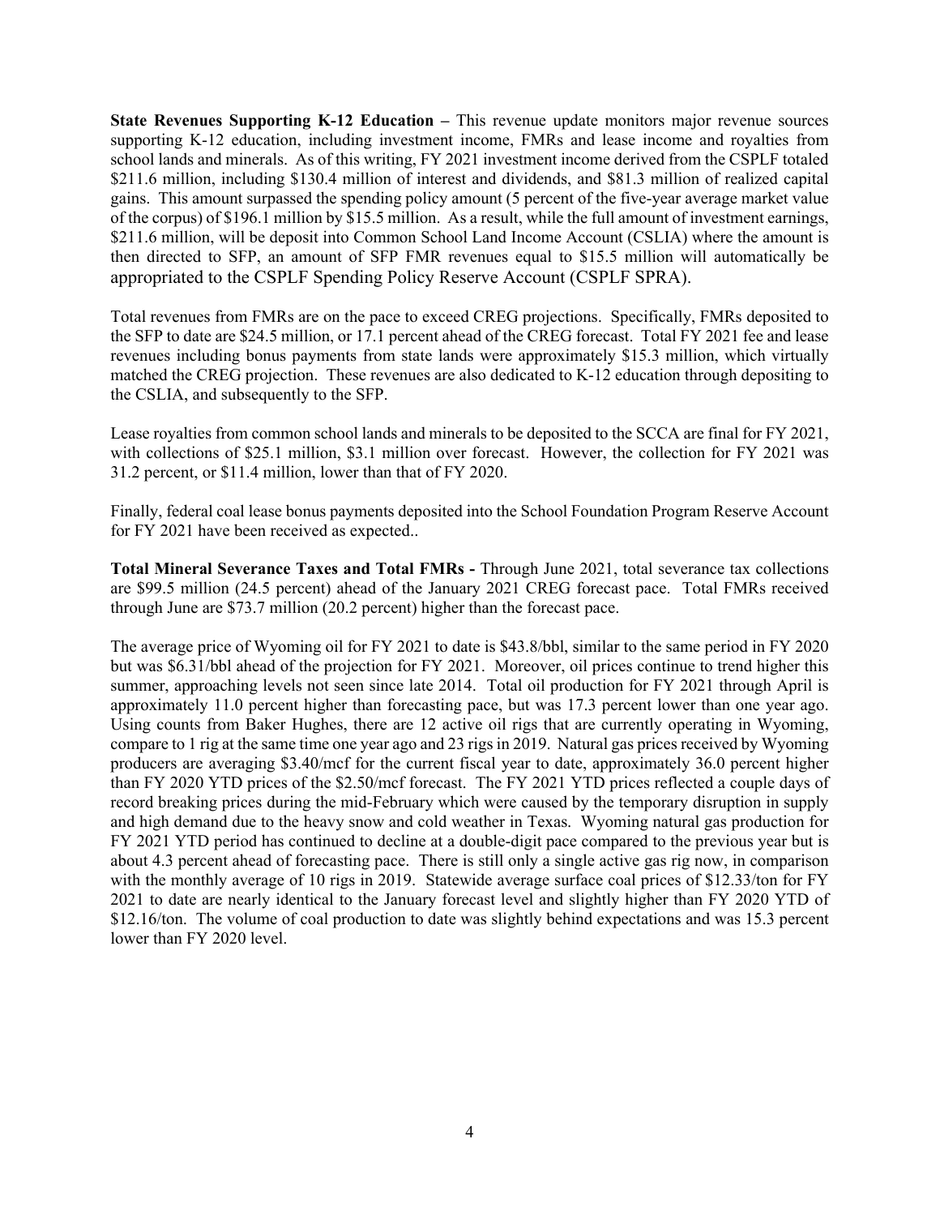**State Revenues Supporting K-12 Education –** This revenue update monitors major revenue sources supporting K-12 education, including investment income, FMRs and lease income and royalties from school lands and minerals. As of this writing, FY 2021 investment income derived from the CSPLF totaled \$211.6 million, including \$130.4 million of interest and dividends, and \$81.3 million of realized capital gains. This amount surpassed the spending policy amount (5 percent of the five-year average market value of the corpus) of \$196.1 million by \$15.5 million. As a result, while the full amount of investment earnings, \$211.6 million, will be deposit into Common School Land Income Account (CSLIA) where the amount is then directed to SFP, an amount of SFP FMR revenues equal to \$15.5 million will automatically be appropriated to the CSPLF Spending Policy Reserve Account (CSPLF SPRA).

Total revenues from FMRs are on the pace to exceed CREG projections. Specifically, FMRs deposited to the SFP to date are \$24.5 million, or 17.1 percent ahead of the CREG forecast. Total FY 2021 fee and lease revenues including bonus payments from state lands were approximately \$15.3 million, which virtually matched the CREG projection. These revenues are also dedicated to K-12 education through depositing to the CSLIA, and subsequently to the SFP.

Lease royalties from common school lands and minerals to be deposited to the SCCA are final for FY 2021, with collections of \$25.1 million, \$3.1 million over forecast. However, the collection for FY 2021 was 31.2 percent, or \$11.4 million, lower than that of FY 2020.

Finally, federal coal lease bonus payments deposited into the School Foundation Program Reserve Account for FY 2021 have been received as expected..

**Total Mineral Severance Taxes and Total FMRs -** Through June 2021, total severance tax collections are \$99.5 million (24.5 percent) ahead of the January 2021 CREG forecast pace. Total FMRs received through June are \$73.7 million (20.2 percent) higher than the forecast pace.

The average price of Wyoming oil for FY 2021 to date is \$43.8/bbl, similar to the same period in FY 2020 but was \$6.31/bbl ahead of the projection for FY 2021. Moreover, oil prices continue to trend higher this summer, approaching levels not seen since late 2014. Total oil production for FY 2021 through April is approximately 11.0 percent higher than forecasting pace, but was 17.3 percent lower than one year ago. Using counts from Baker Hughes, there are 12 active oil rigs that are currently operating in Wyoming, compare to 1 rig at the same time one year ago and 23 rigs in 2019. Natural gas prices received by Wyoming producers are averaging \$3.40/mcf for the current fiscal year to date, approximately 36.0 percent higher than FY 2020 YTD prices of the \$2.50/mcf forecast. The FY 2021 YTD prices reflected a couple days of record breaking prices during the mid-February which were caused by the temporary disruption in supply and high demand due to the heavy snow and cold weather in Texas. Wyoming natural gas production for FY 2021 YTD period has continued to decline at a double-digit pace compared to the previous year but is about 4.3 percent ahead of forecasting pace. There is still only a single active gas rig now, in comparison with the monthly average of 10 rigs in 2019. Statewide average surface coal prices of \$12.33/ton for FY 2021 to date are nearly identical to the January forecast level and slightly higher than FY 2020 YTD of \$12.16/ton. The volume of coal production to date was slightly behind expectations and was 15.3 percent lower than FY 2020 level.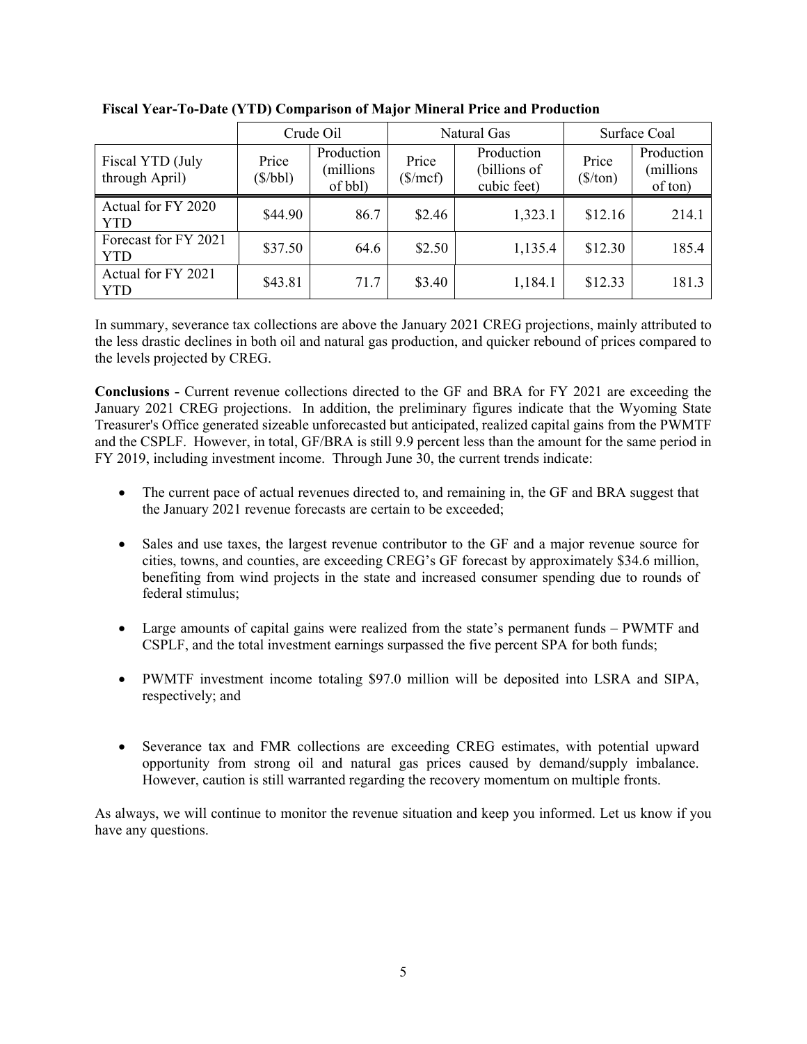**Fiscal Year-To-Date (YTD) Comparison of Major Mineral Price and Production**

| | Crude Oil | | Natural Gas | | Surface Coal | |
|---|---|---|---|---|---|---|
| Fiscal YTD (July through April) | Price ($/bbl) | Production (millions of bbl) | Price ($/mcf) | Production (billions of cubic feet) | Price ($/ton) | Production (millions of ton) |
| Actual for FY 2020 YTD | $44.90 | 86.7 | $2.46 | 1,323.1 | $12.16 | 214.1 |
| Forecast for FY 2021 YTD | $37.50 | 64.6 | $2.50 | 1,135.4 | $12.30 | 185.4 |
| Actual for FY 2021 YTD | $43.81 | 71.7 | $3.40 | 1,184.1 | $12.33 | 181.3 |

In summary, severance tax collections are above the January 2021 CREG projections, mainly attributed to the less drastic declines in both oil and natural gas production, and quicker rebound of prices compared to the levels projected by CREG.

**Conclusions -** Current revenue collections directed to the GF and BRA for FY 2021 are exceeding the January 2021 CREG projections. In addition, the preliminary figures indicate that the Wyoming State Treasurer's Office generated sizeable unforecasted but anticipated, realized capital gains from the PWMTF and the CSPLF. However, in total, GF/BRA is still 9.9 percent less than the amount for the same period in FY 2019, including investment income. Through June 30, the current trends indicate:

- The current pace of actual revenues directed to, and remaining in, the GF and BRA suggest that the January 2021 revenue forecasts are certain to be exceeded;
- Sales and use taxes, the largest revenue contributor to the GF and a major revenue source for cities, towns, and counties, are exceeding CREG's GF forecast by approximately $34.6 million, benefiting from wind projects in the state and increased consumer spending due to rounds of federal stimulus;
- Large amounts of capital gains were realized from the state's permanent funds – PWMTF and CSPLF, and the total investment earnings surpassed the five percent SPA for both funds;
- PWMTF investment income totaling $97.0 million will be deposited into LSRA and SIPA, respectively; and
- Severance tax and FMR collections are exceeding CREG estimates, with potential upward opportunity from strong oil and natural gas prices caused by demand/supply imbalance. However, caution is still warranted regarding the recovery momentum on multiple fronts.

As always, we will continue to monitor the revenue situation and keep you informed. Let us know if you have any questions.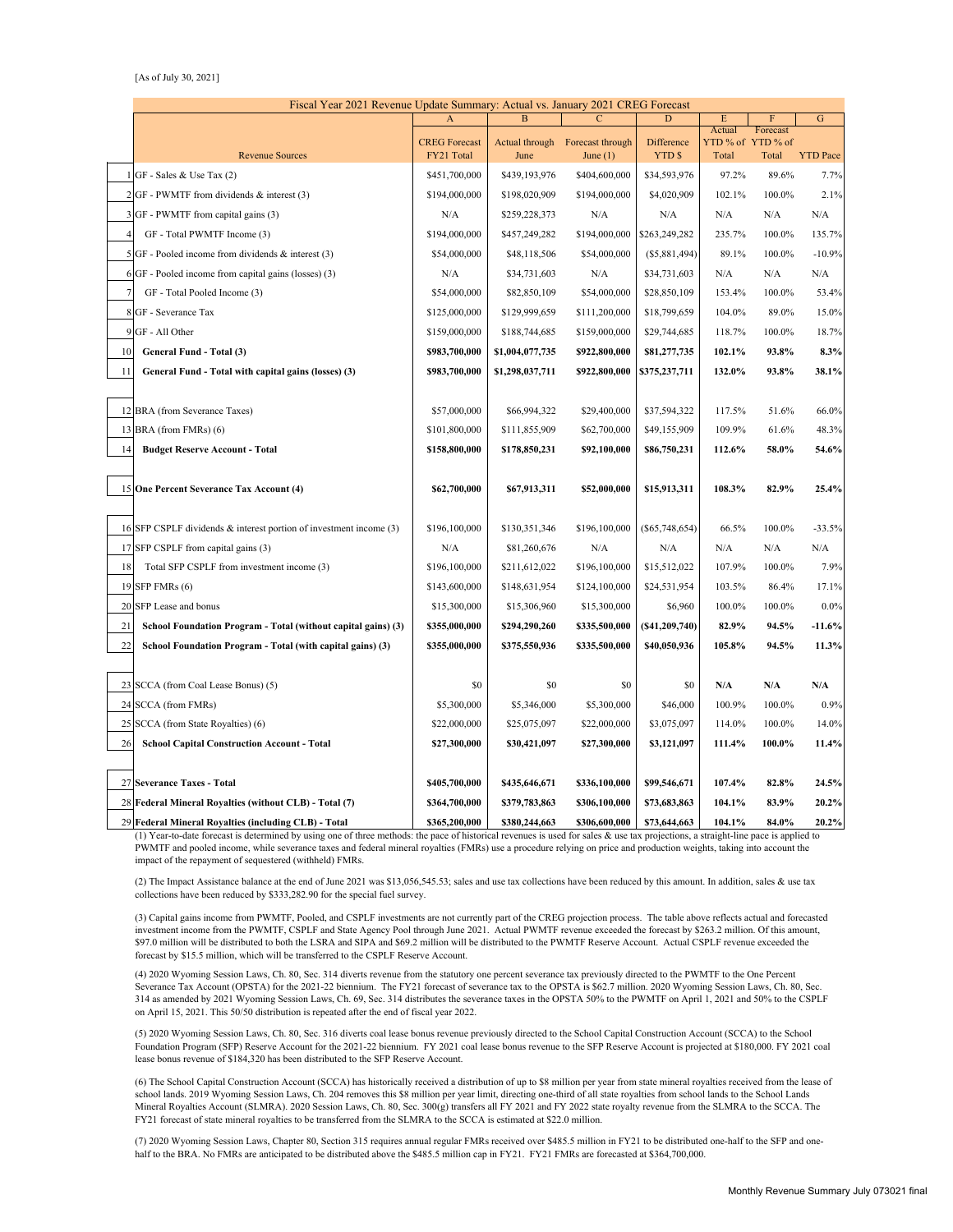[As of July 30, 2021]

| Fiscal Year 2021 Revenue Update Summary: Actual vs. January 2021 CREG Forecast | | A | B | C | D | E | F | G |
|---|---|---|---|---|---|---|---|---|
| | Revenue Sources | CREG Forecast FY21 Total | Actual through June | Forecast through June (1) | Difference YTD $ | Actual YTD % of Total | Forecast YTD % of Total | YTD Pace |
| 1 | GF - Sales & Use Tax (2) | $451,700,000 | $439,193,976 | $404,600,000 | $34,593,976 | 97.2% | 89.6% | 7.7% |
| 2 | GF - PWMTF from dividends & interest (3) | $194,000,000 | $198,020,909 | $194,000,000 | $4,020,909 | 102.1% | 100.0% | 2.1% |
| 3 | GF - PWMTF from capital gains (3) | N/A | $259,228,373 | N/A | N/A | N/A | N/A | N/A |
| 4 | GF - Total PWMTF Income (3) | $194,000,000 | $457,249,282 | $194,000,000 | $263,249,282 | 235.7% | 100.0% | 135.7% |
| 5 | GF - Pooled income from dividends & interest (3) | $54,000,000 | $48,118,506 | $54,000,000 | ($5,881,494) | 89.1% | 100.0% | -10.9% |
| 6 | GF - Pooled income from capital gains (losses) (3) | N/A | $34,731,603 | N/A | $34,731,603 | N/A | N/A | N/A |
| 7 | GF - Total Pooled Income (3) | $54,000,000 | $82,850,109 | $54,000,000 | $28,850,109 | 153.4% | 100.0% | 53.4% |
| 8 | GF - Severance Tax | $125,000,000 | $129,999,659 | $111,200,000 | $18,799,659 | 104.0% | 89.0% | 15.0% |
| 9 | GF - All Other | $159,000,000 | $188,744,685 | $159,000,000 | $29,744,685 | 118.7% | 100.0% | 18.7% |
| 10 | **General Fund - Total (3)** | **$983,700,000** | **$1,004,077,735** | **$922,800,000** | **$81,277,735** | **102.1%** | **93.8%** | **8.3%** |
| 11 | **General Fund - Total with capital gains (losses) (3)** | **$983,700,000** | **$1,298,037,711** | **$922,800,000** | **$375,237,711** | **132.0%** | **93.8%** | **38.1%** |
| 12 | BRA (from Severance Taxes) | $57,000,000 | $66,994,322 | $29,400,000 | $37,594,322 | 117.5% | 51.6% | 66.0% |
| 13 | BRA (from FMRs) (6) | $101,800,000 | $111,855,909 | $62,700,000 | $49,155,909 | 109.9% | 61.6% | 48.3% |
| 14 | **Budget Reserve Account - Total** | **$158,800,000** | **$178,850,231** | **$92,100,000** | **$86,750,231** | **112.6%** | **58.0%** | **54.6%** |
| 15 | **One Percent Severance Tax Account (4)** | **$62,700,000** | **$67,913,311** | **$52,000,000** | **$15,913,311** | **108.3%** | **82.9%** | **25.4%** |
| 16 | SFP CSPLF dividends & interest portion of investment income (3) | $196,100,000 | $130,351,346 | $196,100,000 | ($65,748,654) | 66.5% | 100.0% | -33.5% |
| 17 | SFP CSPLF from capital gains (3) | N/A | $81,260,676 | N/A | N/A | N/A | N/A | N/A |
| 18 | Total SFP CSPLF from investment income (3) | $196,100,000 | $211,612,022 | $196,100,000 | $15,512,022 | 107.9% | 100.0% | 7.9% |
| 19 | SFP FMRs (6) | $143,600,000 | $148,631,954 | $124,100,000 | $24,531,954 | 103.5% | 86.4% | 17.1% |
| 20 | SFP Lease and bonus | $15,300,000 | $15,306,960 | $15,300,000 | $6,960 | 100.0% | 100.0% | 0.0% |
| 21 | **School Foundation Program - Total (without capital gains) (3)** | **$355,000,000** | **$294,290,260** | **$335,500,000** | **($41,209,740)** | **82.9%** | **94.5%** | **-11.6%** |
| 22 | **School Foundation Program - Total (with capital gains) (3)** | **$355,000,000** | **$375,550,936** | **$335,500,000** | **$40,050,936** | **105.8%** | **94.5%** | **11.3%** |
| 23 | SCCA (from Coal Lease Bonus) (5) | $0 | $0 | $0 | $0 | **N/A** | **N/A** | **N/A** |
| 24 | SCCA (from FMRs) | $5,300,000 | $5,346,000 | $5,300,000 | $46,000 | 100.9% | 100.0% | 0.9% |
| 25 | SCCA (from State Royalties) (6) | $22,000,000 | $25,075,097 | $22,000,000 | $3,075,097 | 114.0% | 100.0% | 14.0% |
| 26 | **School Capital Construction Account - Total** | **$27,300,000** | **$30,421,097** | **$27,300,000** | **$3,121,097** | **111.4%** | **100.0%** | **11.4%** |
| 27 | **Severance Taxes - Total** | **$405,700,000** | **$435,646,671** | **$336,100,000** | **$99,546,671** | **107.4%** | **82.8%** | **24.5%** |
| 28 | **Federal Mineral Royalties (without CLB) - Total (7)** | **$364,700,000** | **$379,783,863** | **$306,100,000** | **$73,683,863** | **104.1%** | **83.9%** | **20.2%** |
| 29 | **Federal Mineral Royalties (including CLB) - Total** | **$365,200,000** | **$380,244,663** | **$306,600,000** | **$73,644,663** | **104.1%** | **84.0%** | **20.2%** |

(1) Year-to-date forecast is determined by using one of three methods: the pace of historical revenues is used for sales & use tax projections, a straight-line pace is applied to PWMTF and pooled income, while severance taxes and federal mineral royalties (FMRs) use a procedure relying on price and production weights, taking into account the impact of the repayment of sequestered (withheld) FMRs.

(2) The Impact Assistance balance at the end of June 2021 was $13,056,545.53; sales and use tax collections have been reduced by this amount. In addition, sales & use tax collections have been reduced by $333,282.90 for the special fuel survey.

(3) Capital gains income from PWMTF, Pooled, and CSPLF investments are not currently part of the CREG projection process. The table above reflects actual and forecasted investment income from the PWMTF, CSPLF and State Agency Pool through June 2021. Actual PWMTF revenue exceeded the forecast by $263.2 million. Of this amount, $97.0 million will be distributed to both the LSRA and SIPA and $69.2 million will be distributed to the PWMTF Reserve Account. Actual CSPLF revenue exceeded the forecast by $15.5 million, which will be transferred to the CSPLF Reserve Account.

(4) 2020 Wyoming Session Laws, Ch. 80, Sec. 314 diverts revenue from the statutory one percent severance tax previously directed to the PWMTF to the One Percent Severance Tax Account (OPSTA) for the 2021-22 biennium. The FY21 forecast of severance tax to the OPSTA is $62.7 million. 2020 Wyoming Session Laws, Ch. 80, Sec. 314 as amended by 2021 Wyoming Session Laws, Ch. 69, Sec. 314 distributes the severance taxes in the OPSTA 50% to the PWMTF on April 1, 2021 and 50% to the CSPLF on April 15, 2021. This 50/50 distribution is repeated after the end of fiscal year 2022.

(5) 2020 Wyoming Session Laws, Ch. 80, Sec. 316 diverts coal lease bonus revenue previously directed to the School Capital Construction Account (SCCA) to the School Foundation Program (SFP) Reserve Account for the 2021-22 biennium. FY 2021 coal lease bonus revenue to the SFP Reserve Account is projected at $180,000. FY 2021 coal lease bonus revenue of $184,320 has been distributed to the SFP Reserve Account.

(6) The School Capital Construction Account (SCCA) has historically received a distribution of up to $8 million per year from state mineral royalties received from the lease of school lands. 2019 Wyoming Session Laws, Ch. 204 removes this $8 million per year limit, directing one-third of all state royalties from school lands to the School Lands Mineral Royalties Account (SLMRA). 2020 Session Laws, Ch. 80, Sec. 300(g) transfers all FY 2021 and FY 2022 state royalty revenue from the SLMRA to the SCCA. The FY21 forecast of state mineral royalties to be transferred from the SLMRA to the SCCA is estimated at $22.0 million.

(7) 2020 Wyoming Session Laws, Chapter 80, Section 315 requires annual regular FMRs received over $485.5 million in FY21 to be distributed one-half to the SFP and one-half to the BRA. No FMRs are anticipated to be distributed above the $485.5 million cap in FY21. FY21 FMRs are forecasted at $364,700,000.

Monthly Revenue Summary July 073021 final